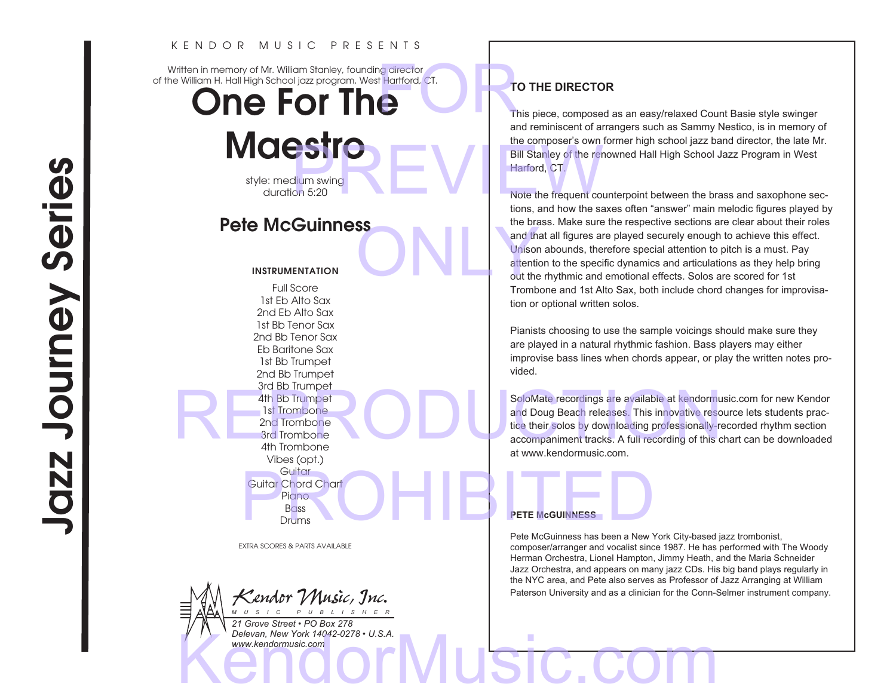KENDOR MUSIC PRESENTS

Written in memory of Mr. William Stanley, founding director of the William H. Hall High School jazz program, West Hartford, CT.

# One For The Maestro

style: medium swing
duration 5:20

## Pete McGuinness

### INSTRUMENTATION

Full Score
1st Eb Alto Sax
2nd Eb Alto Sax
1st Bb Tenor Sax
2nd Bb Tenor Sax
Eb Baritone Sax
1st Bb Trumpet
2nd Bb Trumpet
3rd Bb Trumpet
4th Bb Trumpet
1st Trombone
2nd Trombone
3rd Trombone
4th Trombone
Vibes (opt.)
Guitar
Guitar Chord Chart
Piano
Bass
Drums

EXTRA SCORES & PARTS AVAILABLE

*Kendor Music, Inc.*
MUSIC PUBLISHER
*21 Grove Street • PO Box 278*
*Delevan, New York 14042-0278 • U.S.A.*
*www.kendormusic.com*

Jazz Journey Series

### TO THE DIRECTOR

This piece, composed as an easy/relaxed Count Basie style swinger and reminiscent of arrangers such as Sammy Nestico, is in memory of the composer's own former high school jazz band director, the late Mr. Bill Stanley of the renowned Hall High School Jazz Program in West Harford, CT.

Note the frequent counterpoint between the brass and saxophone sections, and how the saxes often "answer" main melodic figures played by the brass. Make sure the respective sections are clear about their roles and that all figures are played securely enough to achieve this effect. Unison abounds, therefore special attention to pitch is a must. Pay attention to the specific dynamics and articulations as they help bring out the rhythmic and emotional effects. Solos are scored for 1st Trombone and 1st Alto Sax, both include chord changes for improvisation or optional written solos.

Pianists choosing to use the sample voicings should make sure they are played in a natural rhythmic fashion. Bass players may either improvise bass lines when chords appear, or play the written notes provided.

SoloMate recordings are available at kendormusic.com for new Kendor and Doug Beach releases. This innovative resource lets students practice their solos by downloading professionally-recorded rhythm section accompaniment tracks. A full recording of this chart can be downloaded at www.kendormusic.com.

### PETE McGUINNESS

Pete McGuinness has been a New York City-based jazz trombonist, composer/arranger and vocalist since 1987. He has performed with The Woody Herman Orchestra, Lionel Hampton, Jimmy Heath, and the Maria Schneider Jazz Orchestra, and appears on many jazz CDs. His big band plays regularly in the NYC area, and Pete also serves as Professor of Jazz Arranging at William Paterson University and as a clinician for the Conn-Selmer instrument company.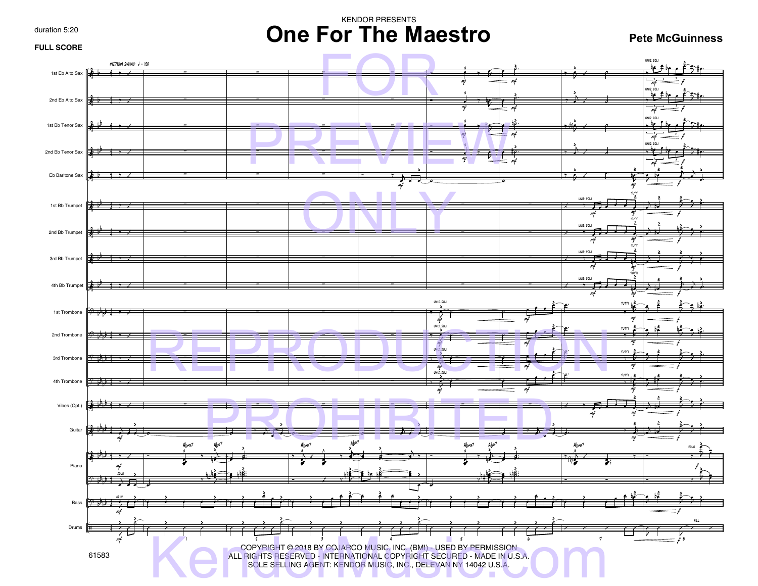duration 5:20

**FULL SCORE**

KENDOR PRESENTS

# One For The Maestro

**Pete McGuinness**

COPYRIGHT © 2018 BY COJARCO MUSIC, INC. (BMI) - USED BY PERMISSION
ALL RIGHTS RESERVED - INTERNATIONAL COPYRIGHT SECURED - MADE IN U.S.A.
SOLE SELLING AGENT: KENDOR MUSIC, INC., DELEVAN NY 14042 U.S.A.

61583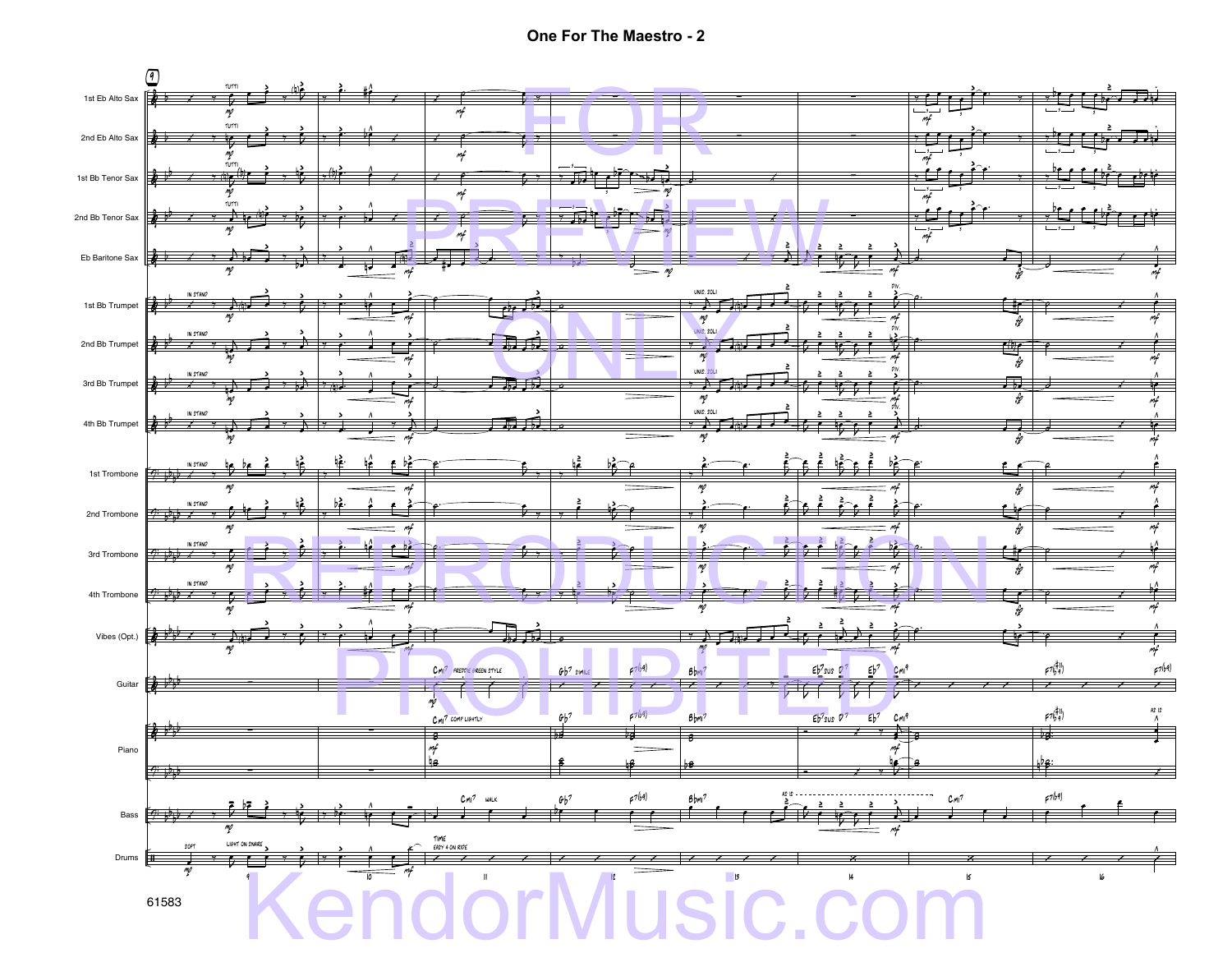# One For The Maestro - 2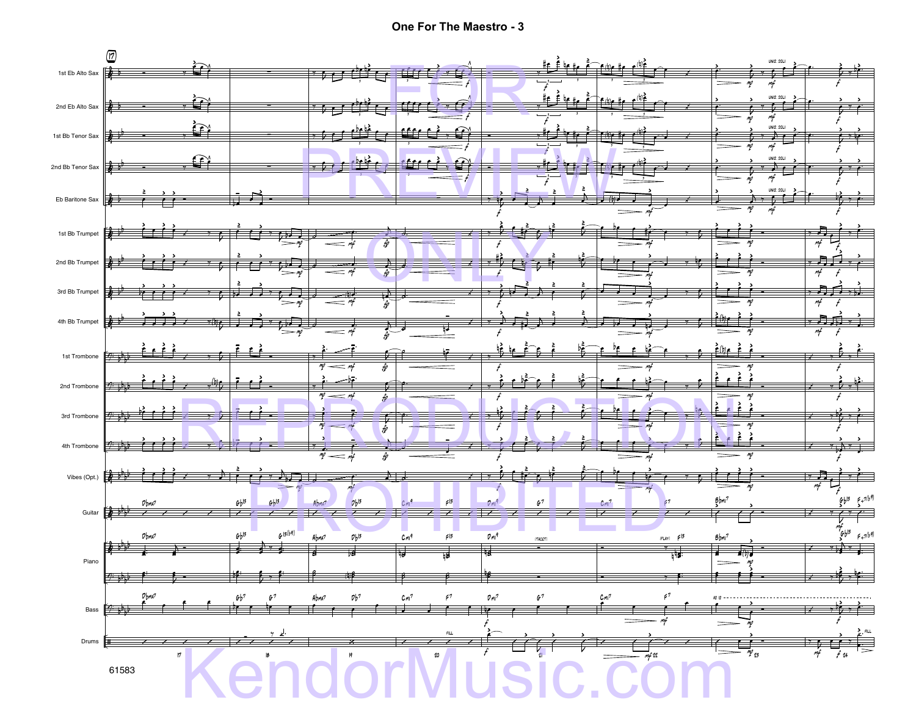# One For The Maestro - 3

FOR PREVIEW ONLY

REPRODUCTION PROHIBITED

KendorMusic.com

61583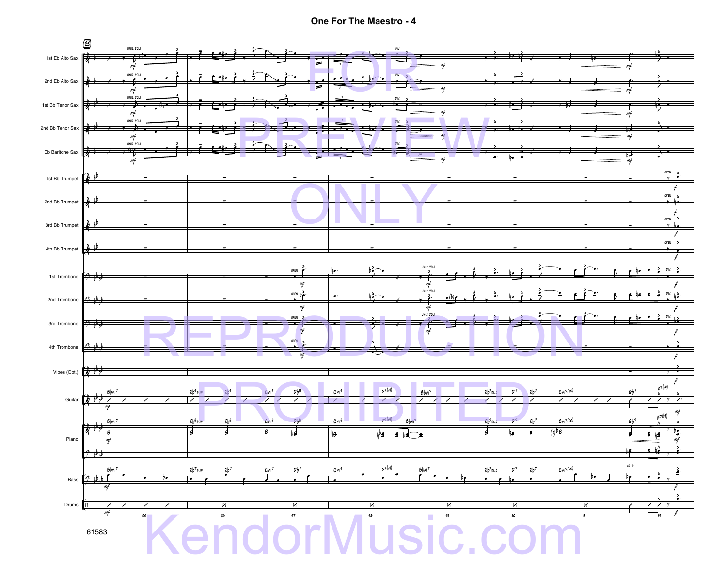# One For The Maestro - 4

FOR PREVIEW ONLY

REPRODUCTION PROHIBITED

61583

KendorMusic.com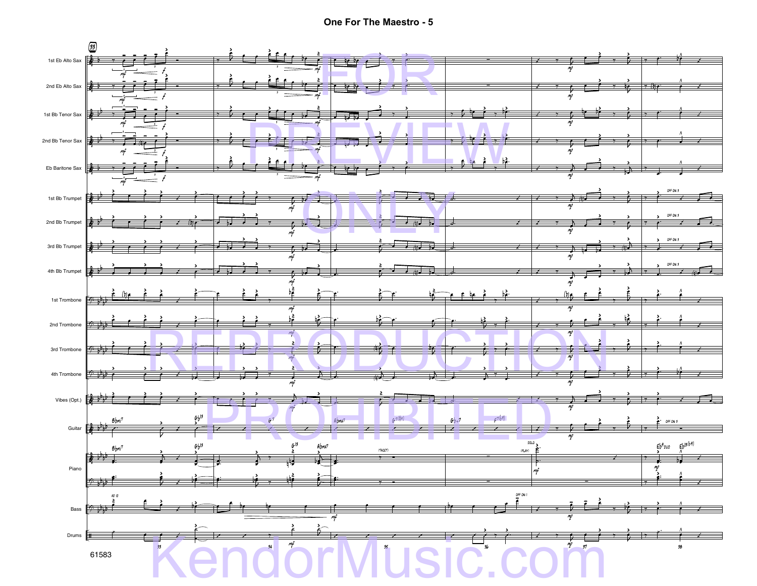# One For The Maestro - 5

1st Eb Alto Sax

2nd Eb Alto Sax

1st Bb Tenor Sax

2nd Bb Tenor Sax

Eb Baritone Sax

1st Bb Trumpet

2nd Bb Trumpet

3rd Bb Trumpet

4th Bb Trumpet

1st Trombone

2nd Trombone

3rd Trombone

4th Trombone

Vibes (Opt.)

Guitar

Piano

Bass

Drums

FOR PREVIEW ONLY

REPRODUCTION PROHIBITED

KendorMusic.com

61583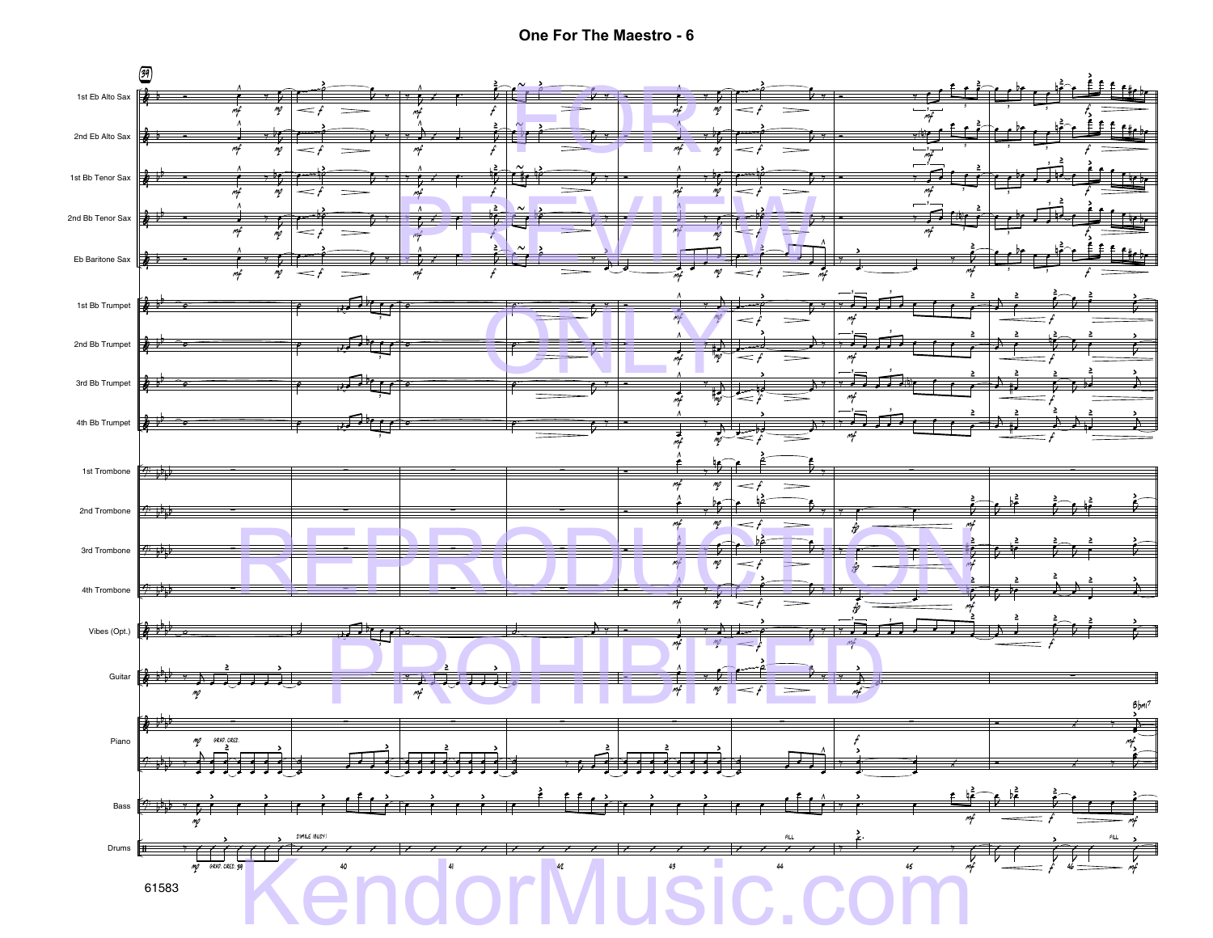# One For The Maestro - 6

1st Eb Alto Sax

2nd Eb Alto Sax

1st Bb Tenor Sax

2nd Bb Tenor Sax

Eb Baritone Sax

1st Bb Trumpet

2nd Bb Trumpet

3rd Bb Trumpet

4th Bb Trumpet

1st Trombone

2nd Trombone

3rd Trombone

4th Trombone

Vibes (Opt.)

Guitar

Piano

Bass

Drums

GRAD. CRES.

SIMILE (BUSY)

FILL

Bbmi7

39 40 41 42 43 44 45 46

61583

FOR PREVIEW ONLY

REPRODUCTION PROHIBITED

KendorMusic.com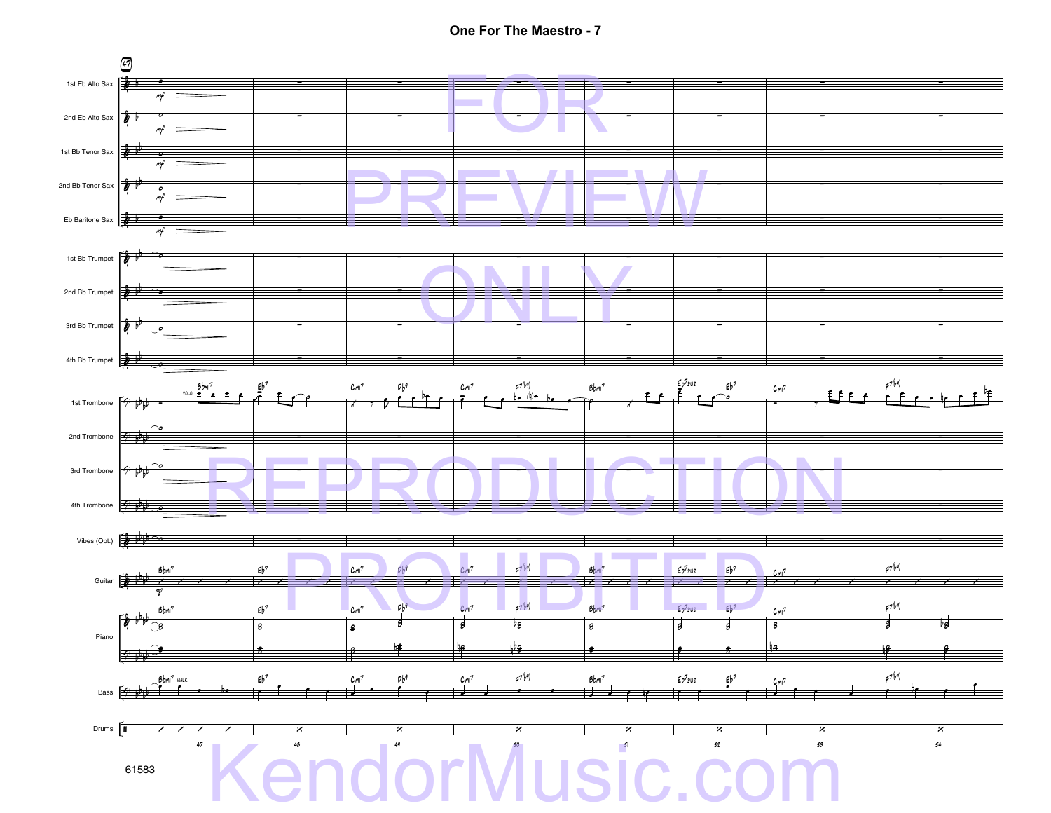# One For The Maestro - 7

FOR PREVIEW ONLY

REPRODUCTION PROHIBITED

61583

KendorMusic.com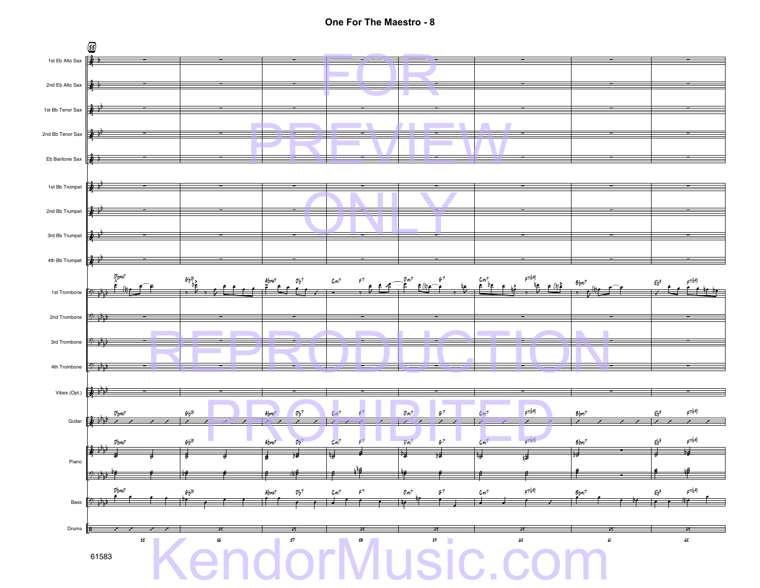# One For The Maestro - 8

1st Eb Alto Sax

2nd Eb Alto Sax

1st Bb Tenor Sax

2nd Bb Tenor Sax

Eb Baritone Sax

1st Bb Trumpet

2nd Bb Trumpet

3rd Bb Trumpet

4th Bb Trumpet

1st Trombone

2nd Trombone

3rd Trombone

4th Trombone

Vibes (Opt.)

Guitar

Piano

Bass

Drums

Dbma7 | Gb13 | Abma7 Db7 | Cmi7 F7 | Dmi7 G7 | Cmi7 F7(b9) | Bbmi7 | Eb9 F7(b9)

55 56 57 58 59 60 61 62

61583

FOR PREVIEW ONLY REPRODUCTION PROHIBITED

KendorMusic.com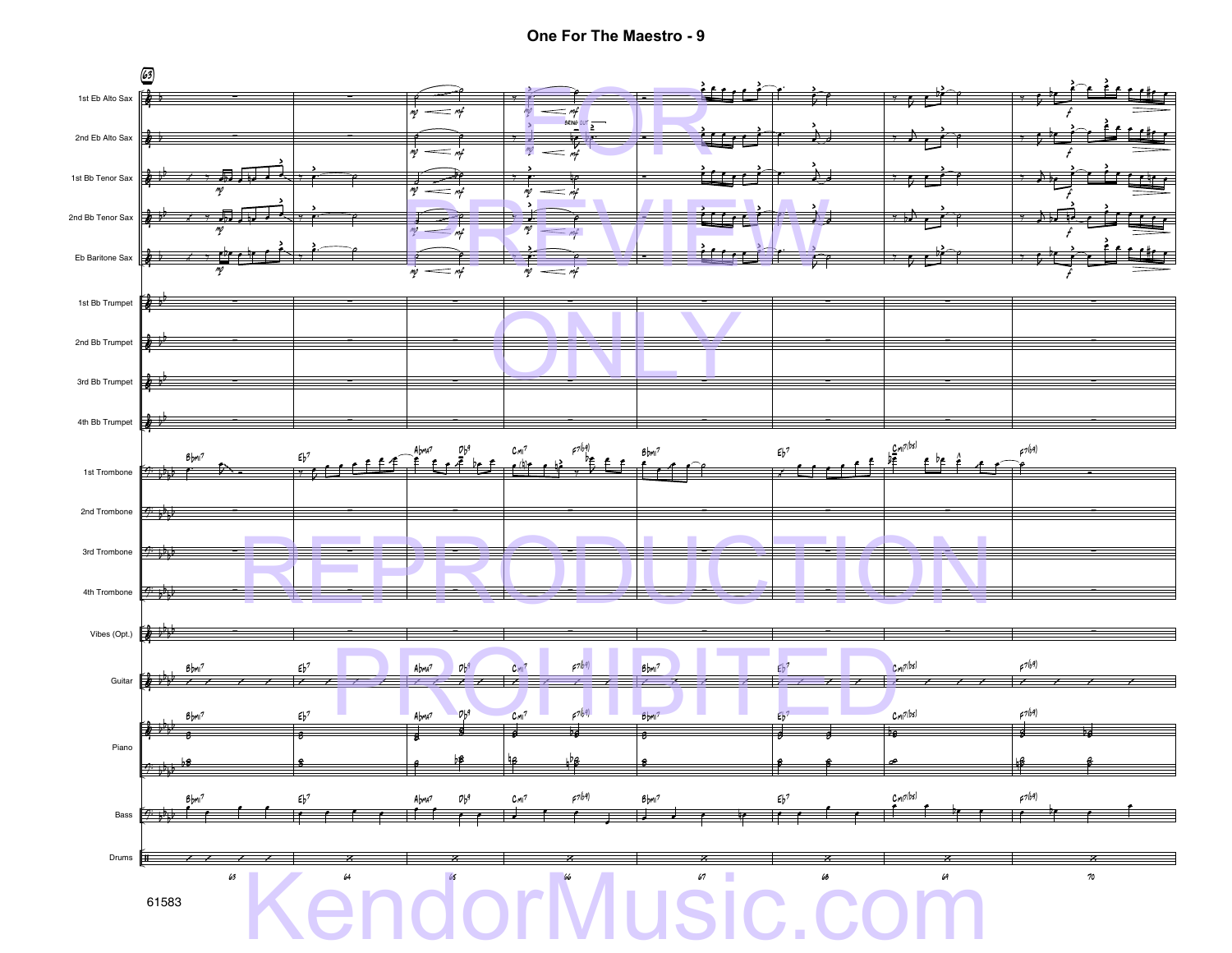# One For The Maestro - 9

61583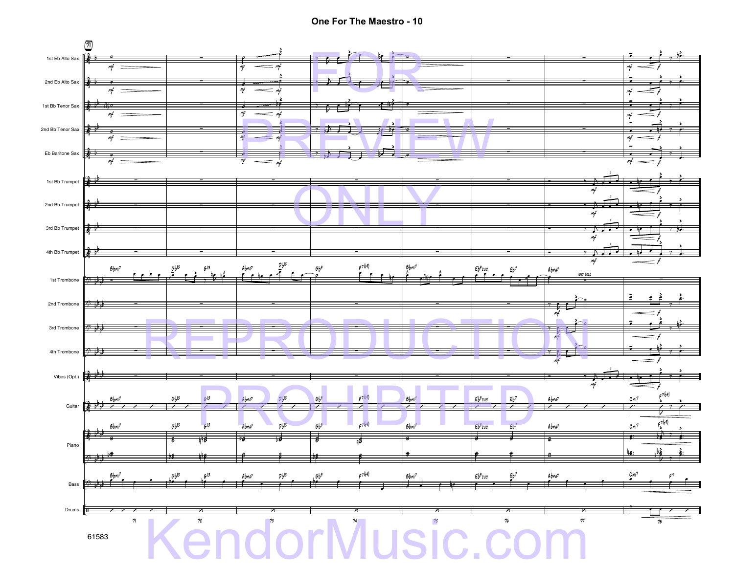# One For The Maestro - 10

FOR PREVIEW ONLY REPRODUCTION PROHIBITED

KendorMusic.com

61583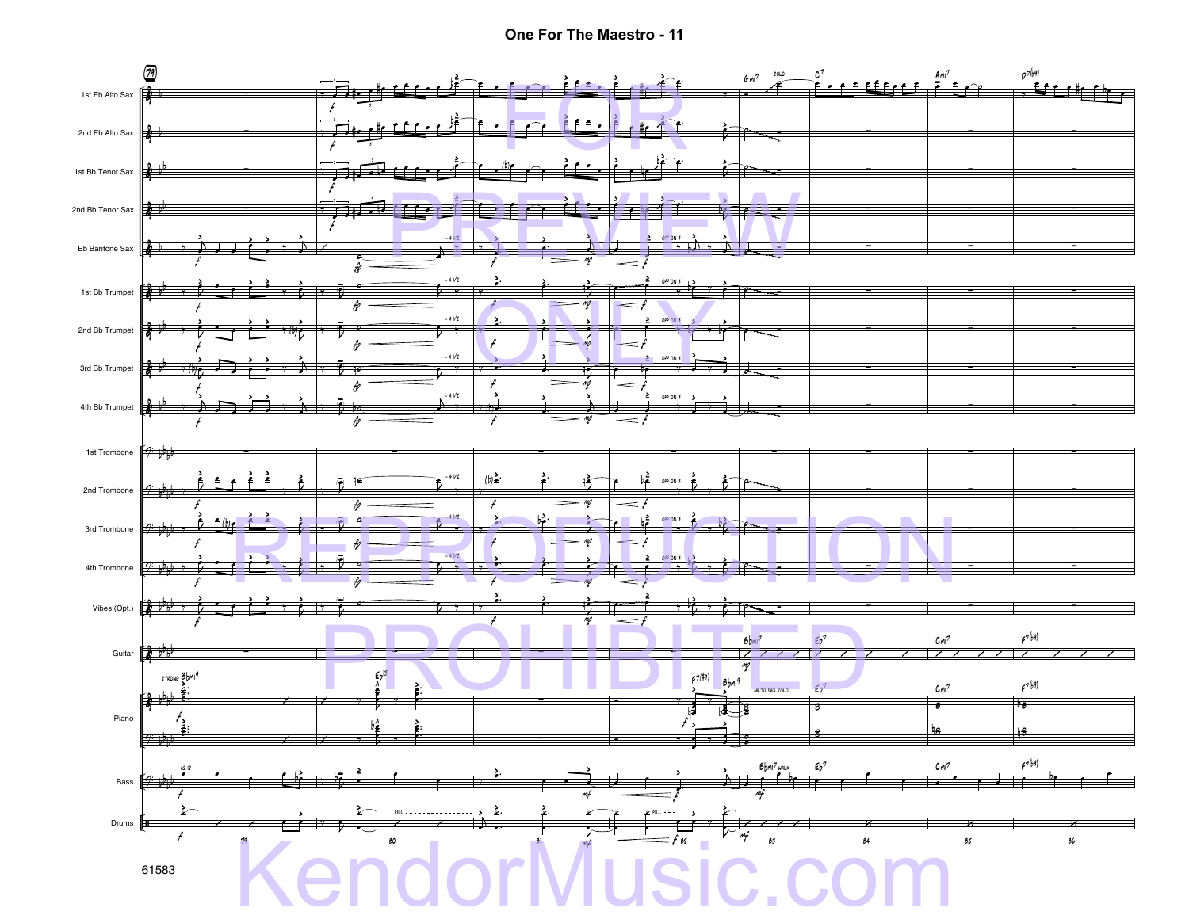# One For The Maestro - 11

1st Eb Alto Sax

2nd Eb Alto Sax

1st Bb Tenor Sax

2nd Bb Tenor Sax

Eb Baritone Sax

1st Bb Trumpet

2nd Bb Trumpet

3rd Bb Trumpet

4th Bb Trumpet

1st Trombone

2nd Trombone

3rd Trombone

4th Trombone

Vibes (Opt.)

Guitar

Piano

Bass

Drums

FOR PREVIEW ONLY REPRODUCTION PROHIBITED

61583

KendorMusic.com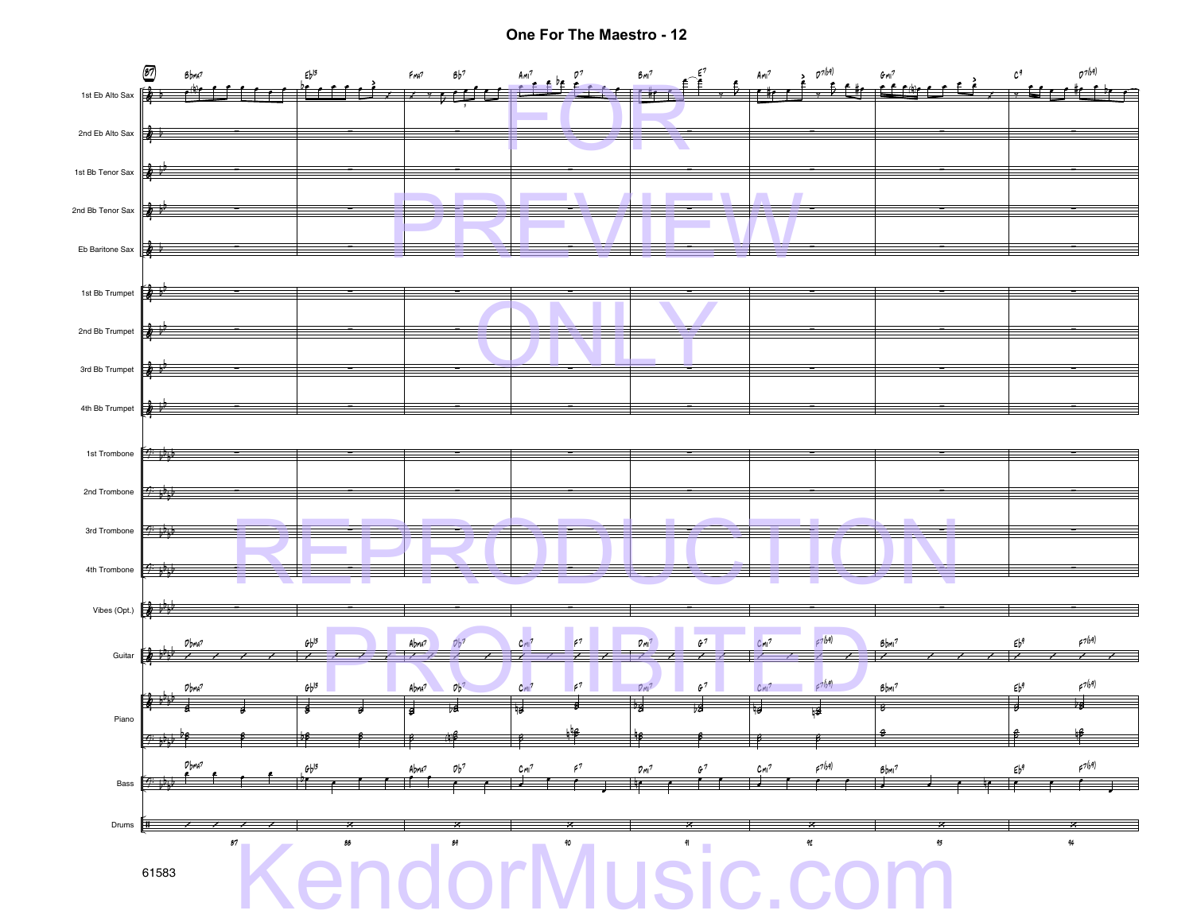# One For The Maestro - 12

FOR PREVIEW ONLY

REPRODUCTION PROHIBITED

61583

KendorMusic.com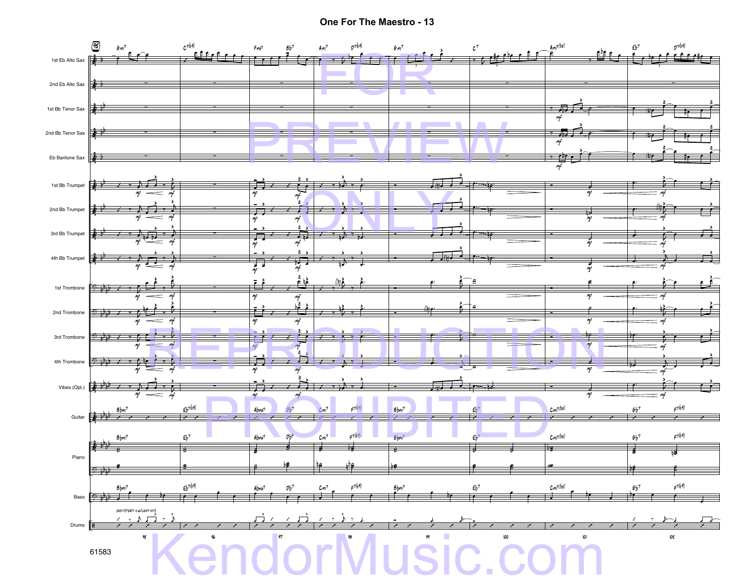# One For The Maestro - 13

FOR PREVIEW ONLY REPRODUCTION PROHIBITED

61583

KendorMusic.com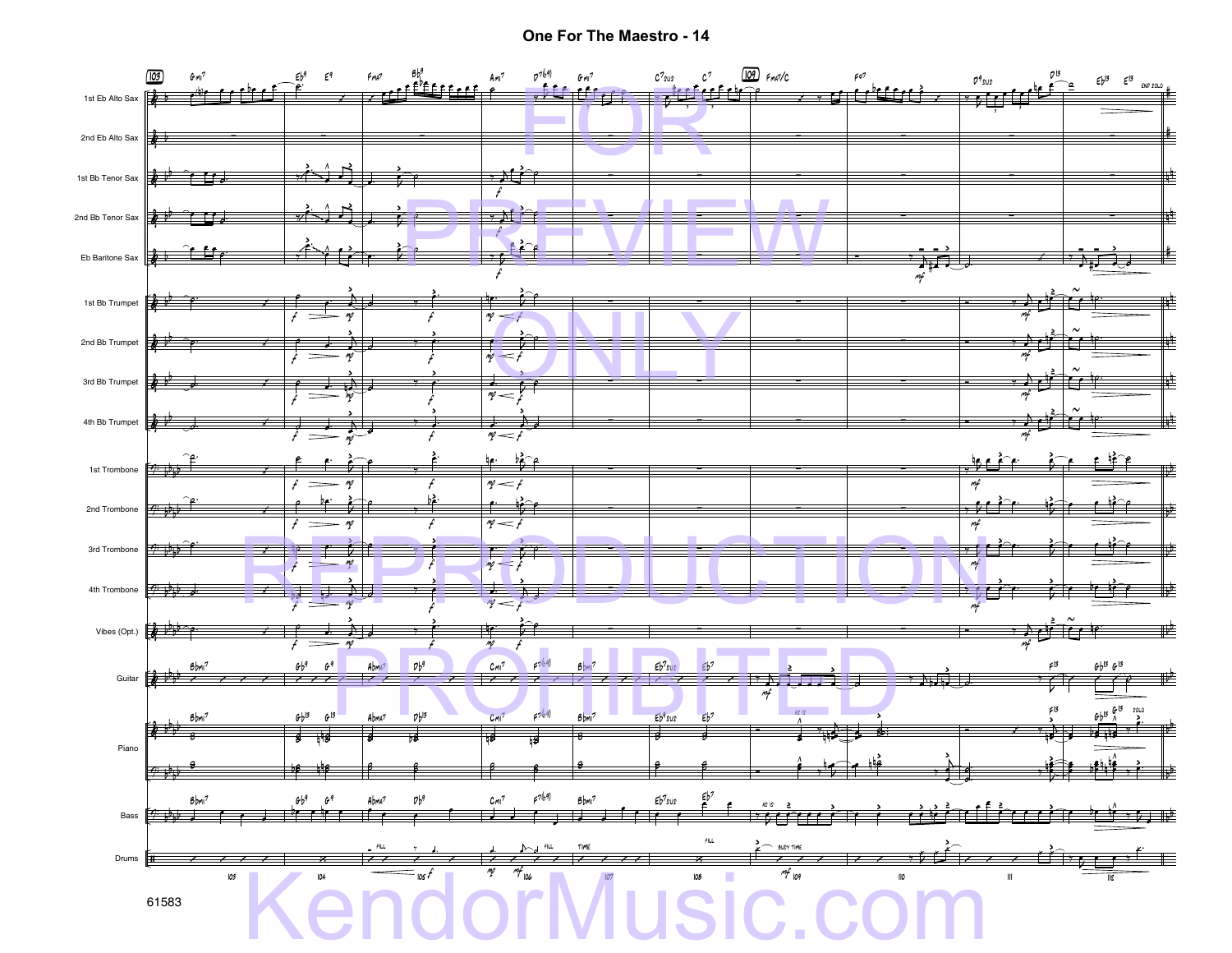# One For The Maestro - 14

1st Eb Alto Sax
2nd Eb Alto Sax
1st Bb Tenor Sax
2nd Bb Tenor Sax
Eb Baritone Sax
1st Bb Trumpet
2nd Bb Trumpet
3rd Bb Trumpet
4th Bb Trumpet
1st Trombone
2nd Trombone
3rd Trombone
4th Trombone
Vibes (Opt.)
Guitar
Piano
Bass
Drums

FOR PREVIEW ONLY
REPRODUCTION PROHIBITED

61583

KendorMusic.com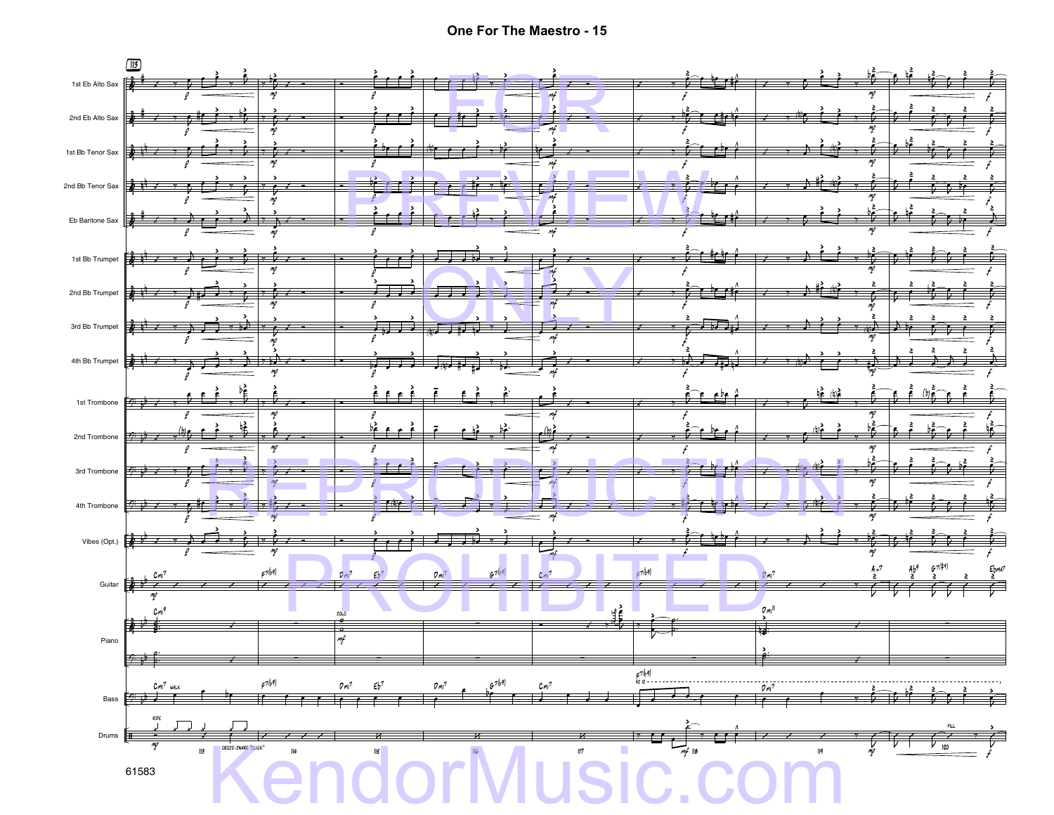# One For The Maestro - 15

FOR PREVIEW ONLY

REPRODUCTION PROHIBITED

61583

KendorMusic.com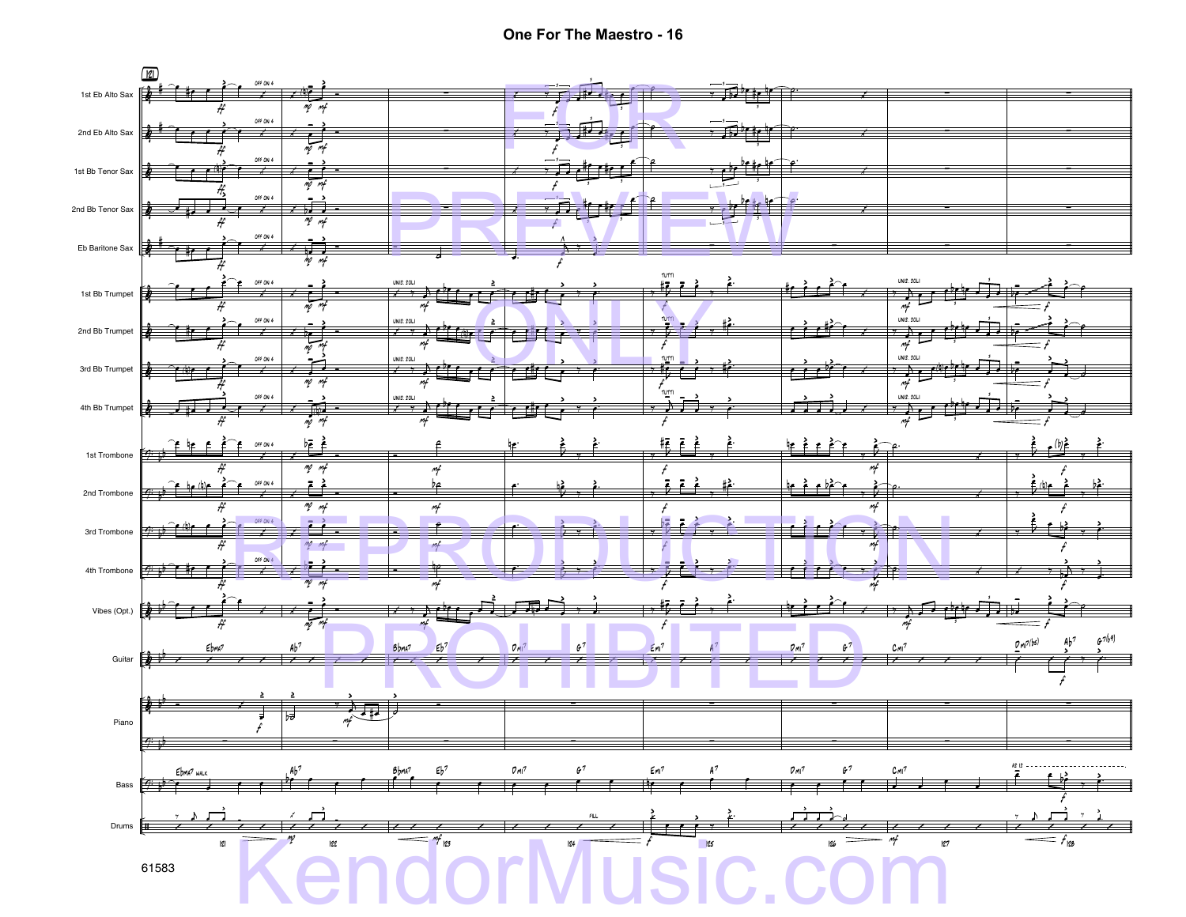# One For The Maestro - 16

FOR PREVIEW ONLY REPRODUCTION PROHIBITED

61583

KendorMusic.com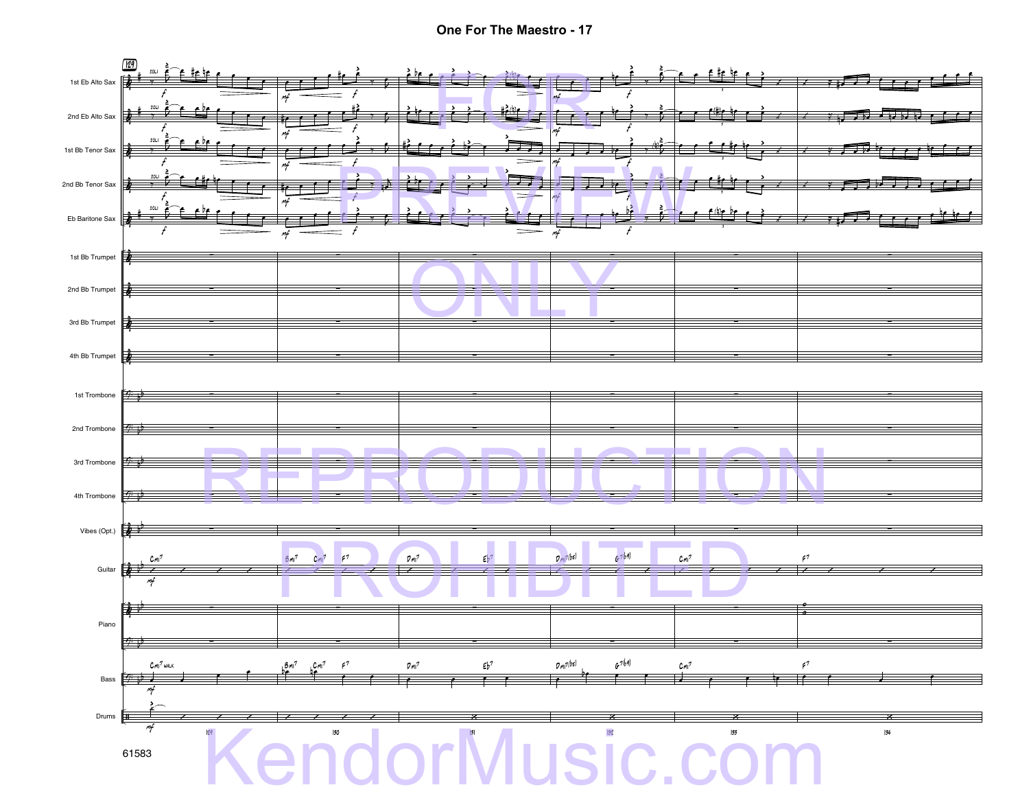# One For The Maestro - 17

FOR PREVIEW ONLY

REPRODUCTION PROHIBITED

61583

KendorMusic.com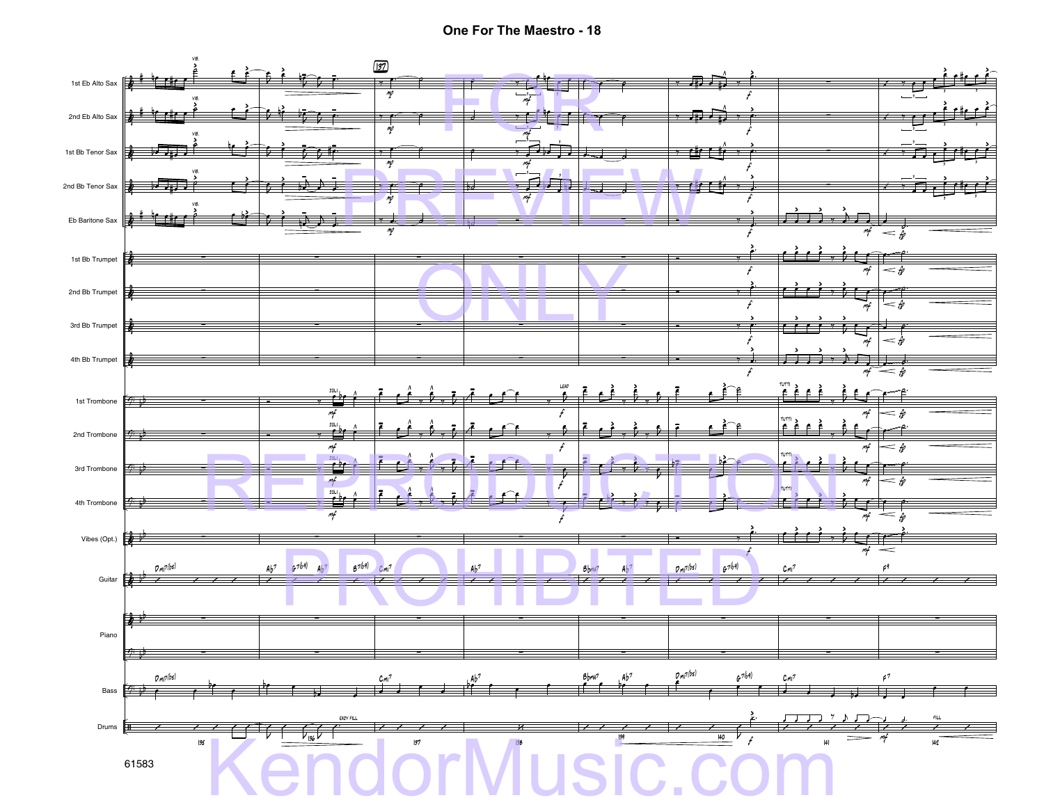# One For The Maestro - 18

FOR PREVIEW ONLY

REPRODUCTION PROHIBITED

61583

KendorMusic.com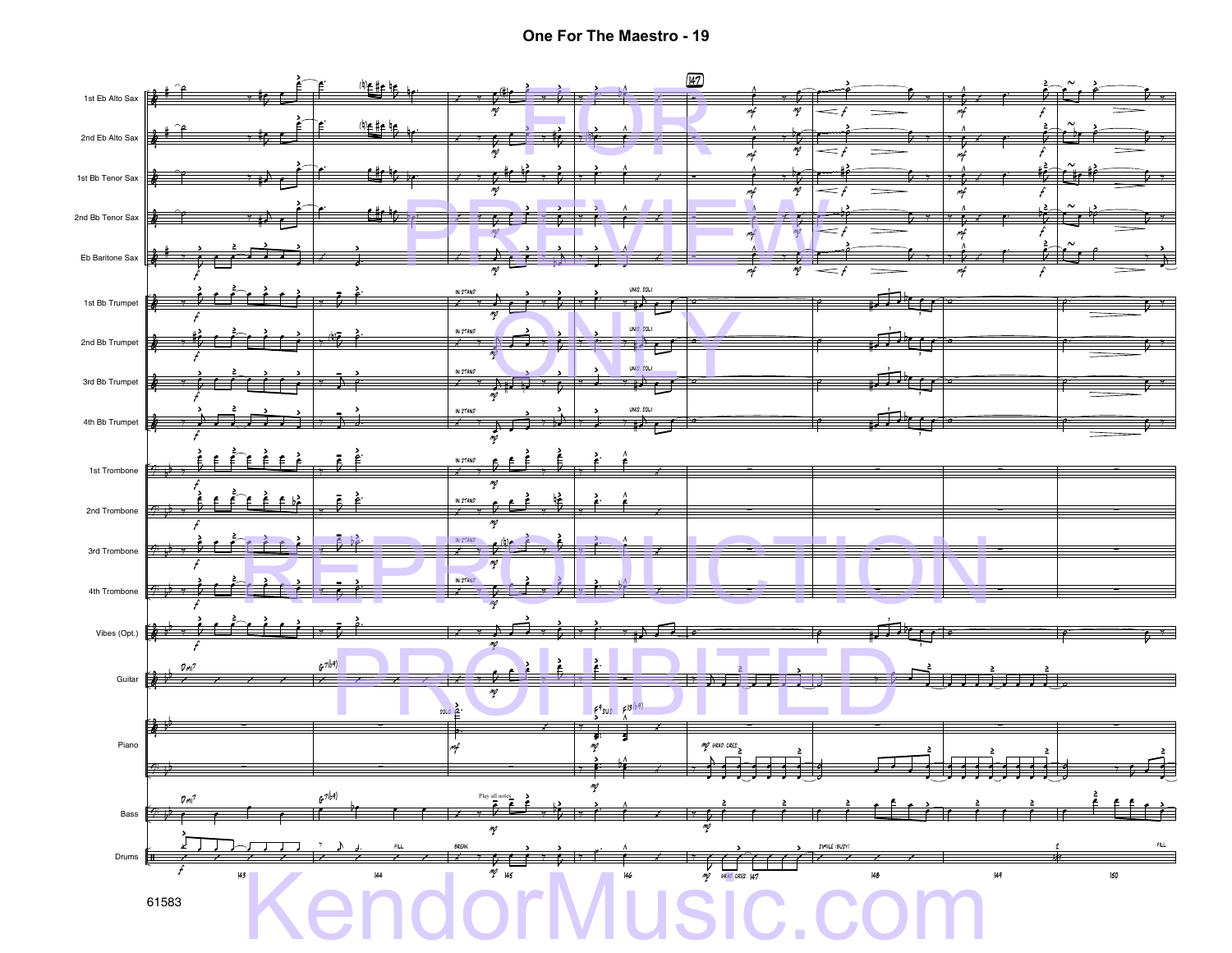# One For The Maestro - 19

61583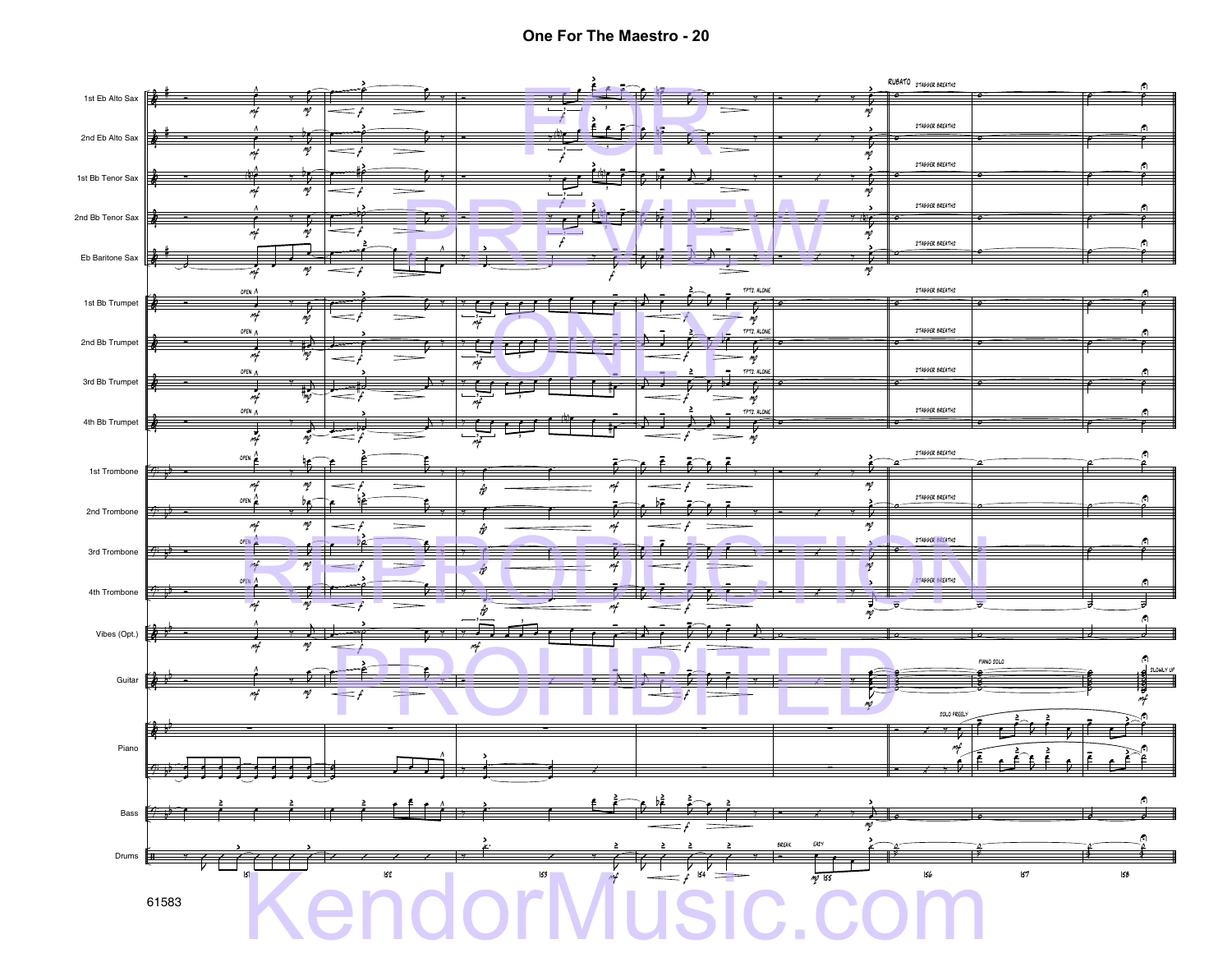# One For The Maestro - 20

1st Eb Alto Sax

2nd Eb Alto Sax

1st Bb Tenor Sax

2nd Bb Tenor Sax

Eb Baritone Sax

1st Bb Trumpet

2nd Bb Trumpet

3rd Bb Trumpet

4th Bb Trumpet

1st Trombone

2nd Trombone

3rd Trombone

4th Trombone

Vibes (Opt.)

Guitar

Piano

Bass

Drums

RUBATO

STAGGER BREATHS

OPEN

TPTS. ALONE

PIANO SOLO

SLOWLY UP

SOLO FREELY

BREAK

EASY

151 152 153 154 155 156 157 158

61583

FOR PREVIEW ONLY REPRODUCTION PROHIBITED

KendorMusic.com